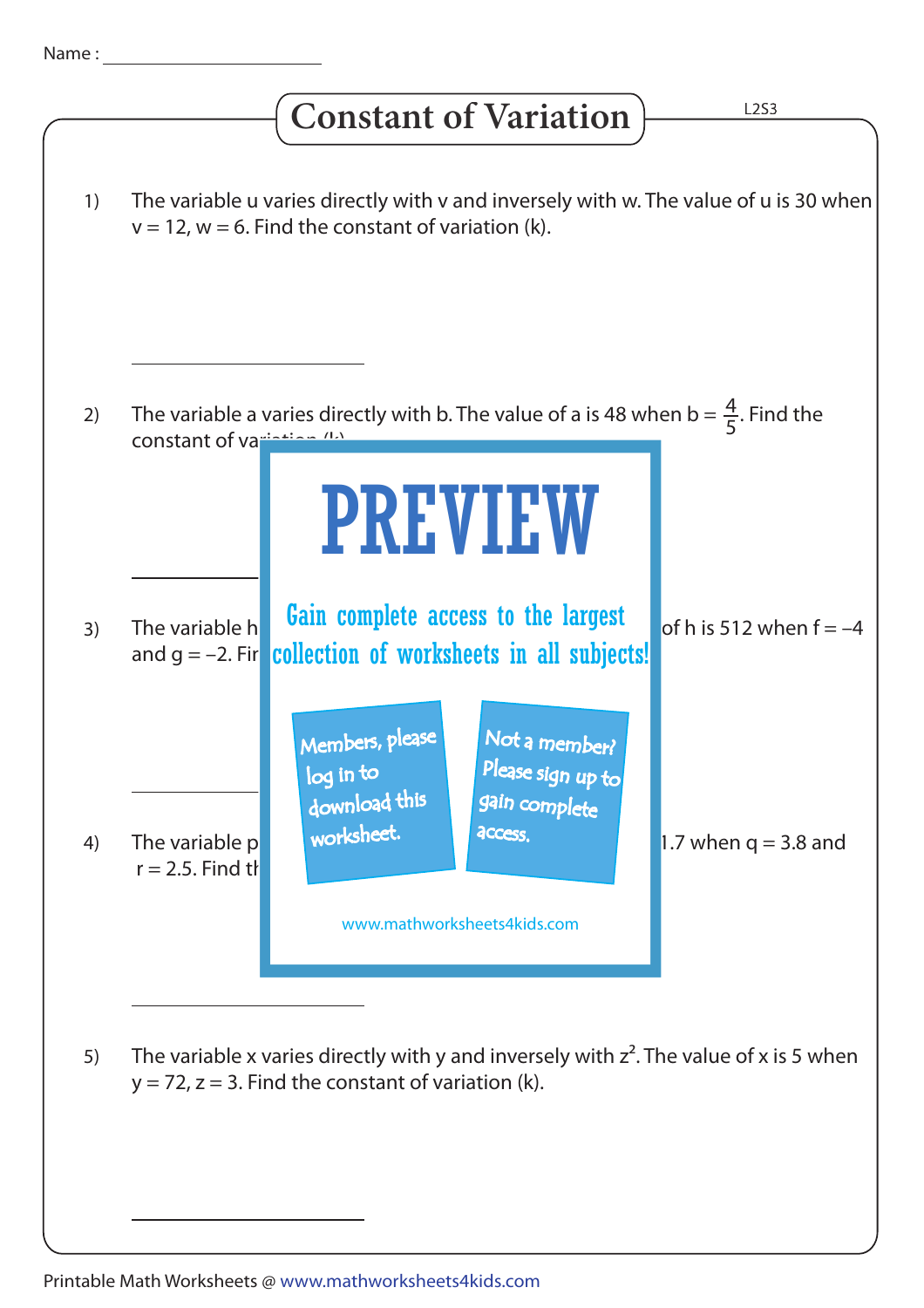Name : ______________________

# Constant of Variation

L2S3

1) The variable u varies directly with v and inversely with w. The value of u is 30 when v = 12, w = 6. Find the constant of variation (k).

______________________

2) The variable a varies directly with b. The value of a is 48 when b = $\frac{4}{5}$. Find the constant of va

______________________

3) The variable h  of h is 512 when f = –4 and g = –2. Fir

______________________

4) The variable p  1.7 when q = 3.8 and r = 2.5. Find th

PREVIEW

Gain complete access to the largest collection of worksheets in all subjects!

Members, please log in to download this worksheet.

Not a member? Please sign up to gain complete access.

www.mathworksheets4kids.com

______________________

5) The variable x varies directly with y and inversely with $z^2$. The value of x is 5 when y = 72, z = 3. Find the constant of variation (k).

______________________

Printable Math Worksheets @ www.mathworksheets4kids.com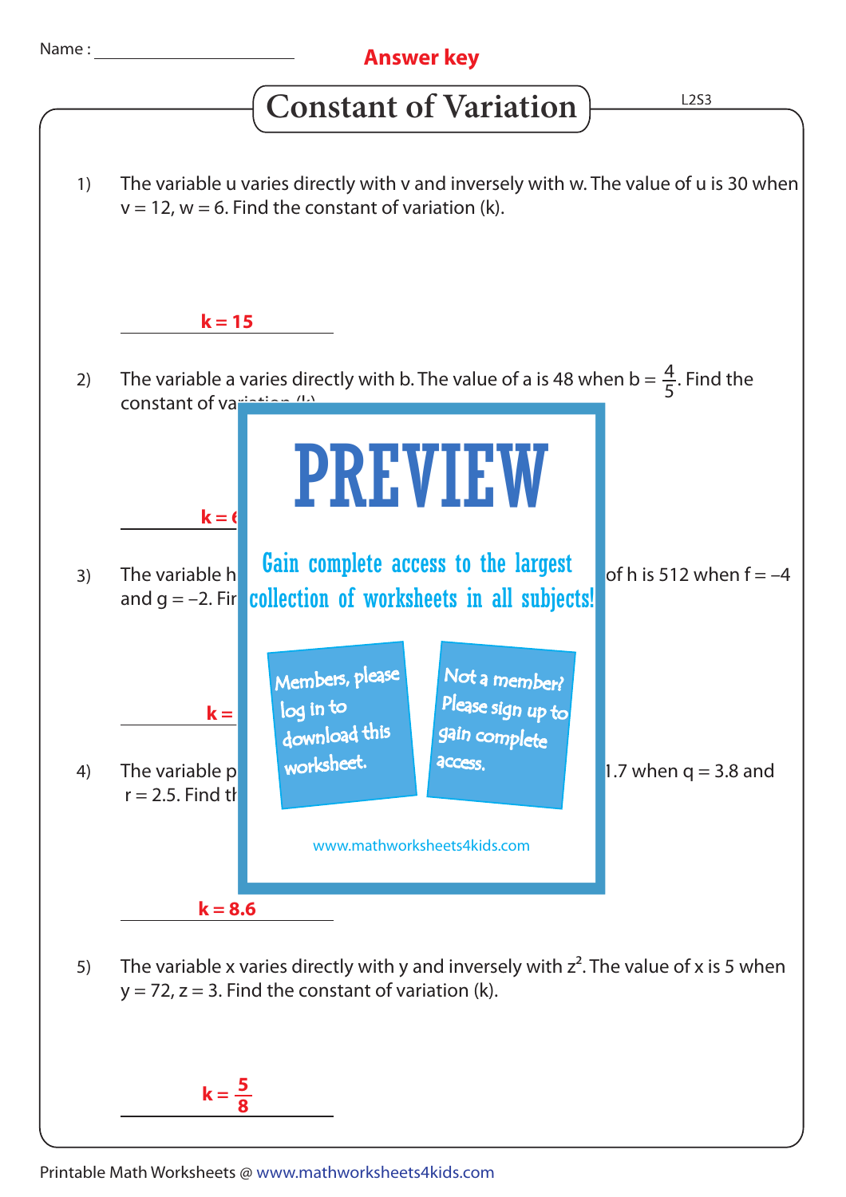Name : ______________________

**Answer key**

# Constant of Variation

L2S3

1) The variable u varies directly with v and inversely with w. The value of u is 30 when v = 12, w = 6. Find the constant of variation (k).

**k = 15**

2) The variable a varies directly with b. The value of a is 48 when b = $\frac{4}{5}$. Find the constant of va

**k = 6**

3) The variable h ... of h is 512 when f = –4 and g = –2. Fir

**k =**

4) The variable p ... 1.7 when q = 3.8 and r = 2.5. Find th

**k = 8.6**

PREVIEW

Gain complete access to the largest collection of worksheets in all subjects!

Members, please log in to download this worksheet.

Not a member? Please sign up to gain complete access.

www.mathworksheets4kids.com

5) The variable x varies directly with y and inversely with $z^2$. The value of x is 5 when y = 72, z = 3. Find the constant of variation (k).

**k = $\frac{5}{8}$**

Printable Math Worksheets @ www.mathworksheets4kids.com